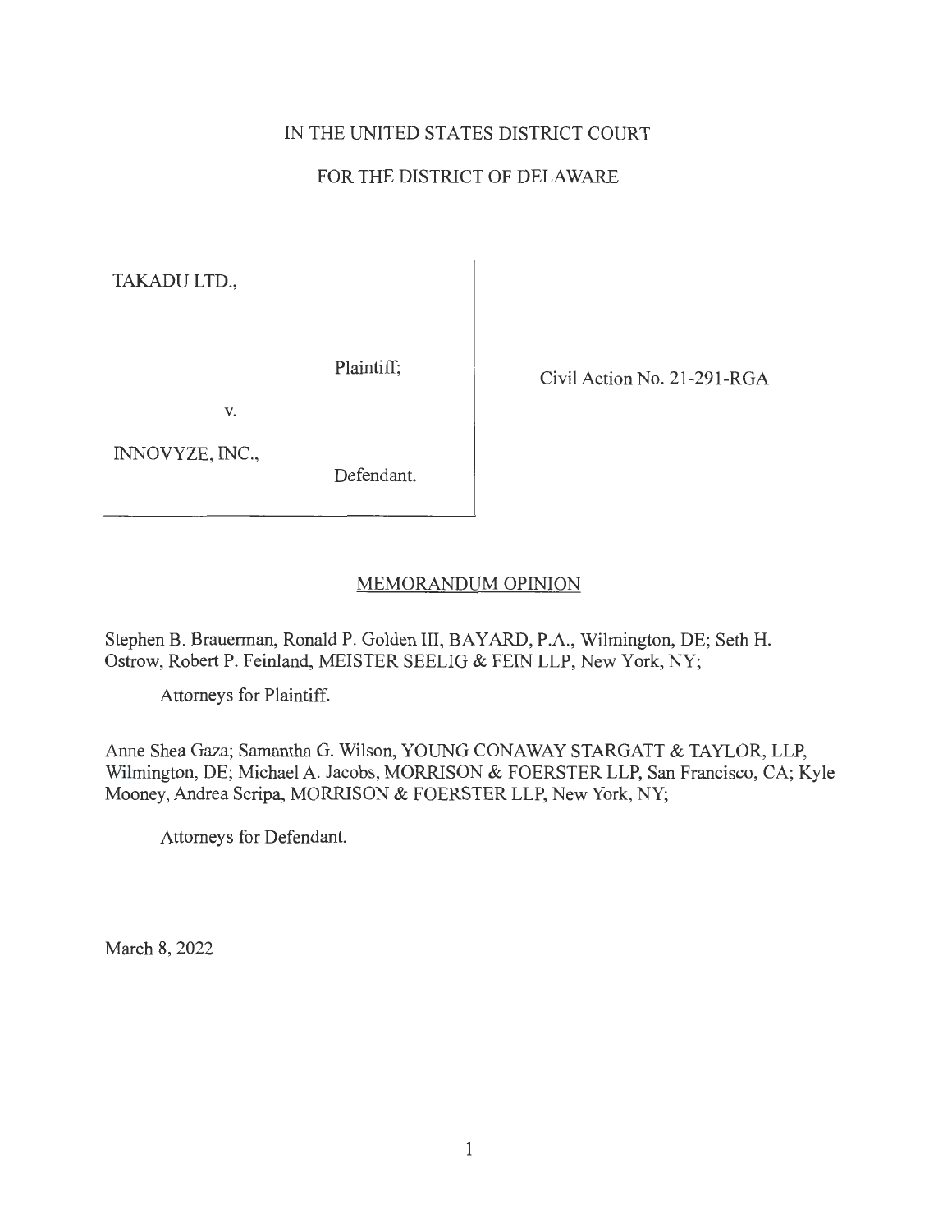IN THE UNITED STATES DISTRICT COURT

FOR THE DISTRICT OF DELAWARE

| | |
|---|---|
| TAKADU LTD., Plaintiff; v. INNOVYZE, INC., Defendant. | Civil Action No. 21-291-RGA |

MEMORANDUM OPINION

Stephen B. Brauerman, Ronald P. Golden III, BAYARD, P.A., Wilmington, DE; Seth H. Ostrow, Robert P. Feinland, MEISTER SEELIG & FEIN LLP, New York, NY;

Attorneys for Plaintiff.

Anne Shea Gaza; Samantha G. Wilson, YOUNG CONAWAY STARGATT & TAYLOR, LLP, Wilmington, DE; Michael A. Jacobs, MORRISON & FOERSTER LLP, San Francisco, CA; Kyle Mooney, Andrea Scripa, MORRISON & FOERSTER LLP, New York, NY;

Attorneys for Defendant.

March 8, 2022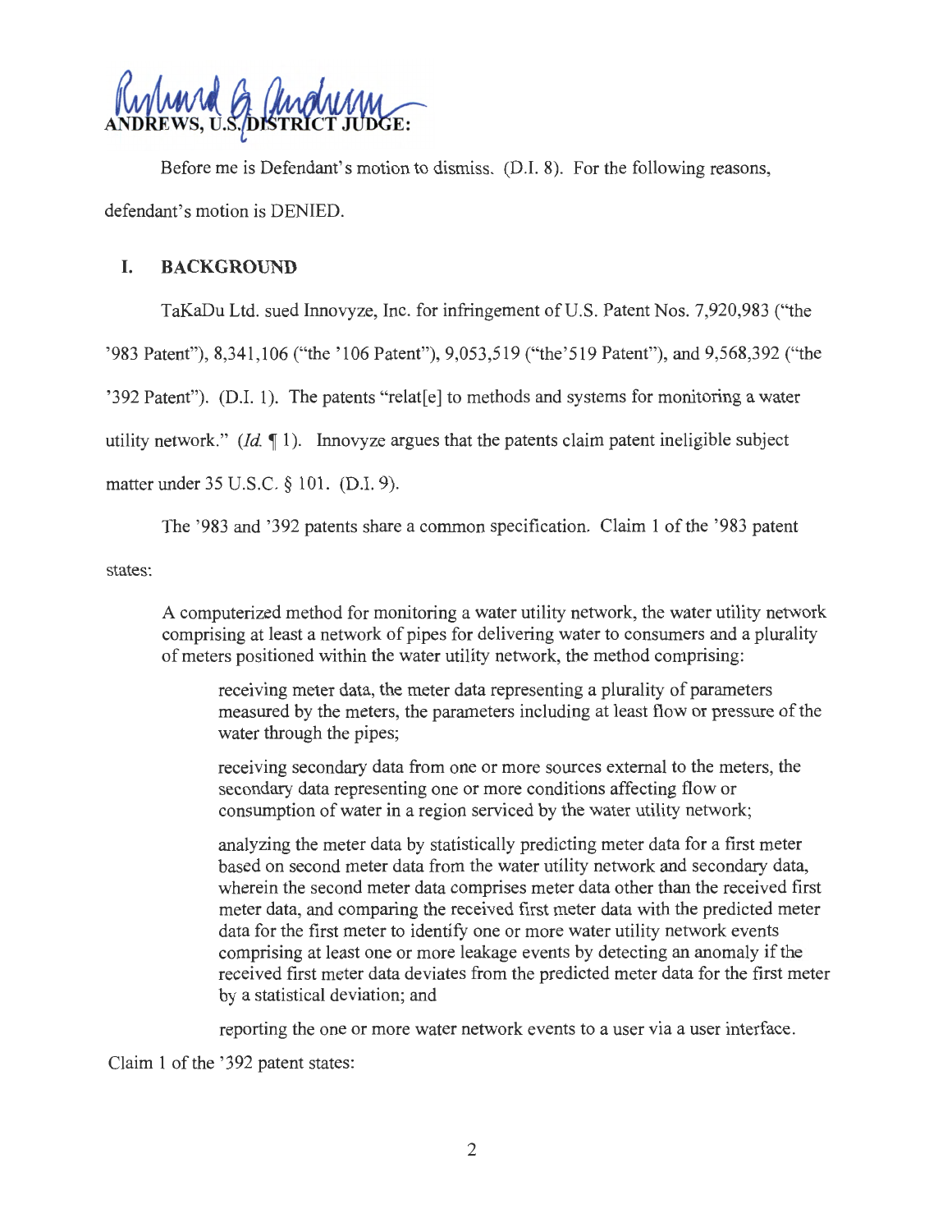ANDREWS, U.S. DISTRICT JUDGE:

Before me is Defendant's motion to dismiss. (D.I. 8). For the following reasons, defendant's motion is DENIED.

## I. BACKGROUND

TaKaDu Ltd. sued Innovyze, Inc. for infringement of U.S. Patent Nos. 7,920,983 ("the '983 Patent"), 8,341,106 ("the '106 Patent"), 9,053,519 ("the '519 Patent"), and 9,568,392 ("the '392 Patent"). (D.I. 1). The patents "relat[e] to methods and systems for monitoring a water utility network." (*Id.* ¶ 1). Innovyze argues that the patents claim patent ineligible subject matter under 35 U.S.C. § 101. (D.I. 9).

The '983 and '392 patents share a common specification. Claim 1 of the '983 patent states:

> A computerized method for monitoring a water utility network, the water utility network comprising at least a network of pipes for delivering water to consumers and a plurality of meters positioned within the water utility network, the method comprising:
>
> > receiving meter data, the meter data representing a plurality of parameters measured by the meters, the parameters including at least flow or pressure of the water through the pipes;
> >
> > receiving secondary data from one or more sources external to the meters, the secondary data representing one or more conditions affecting flow or consumption of water in a region serviced by the water utility network;
> >
> > analyzing the meter data by statistically predicting meter data for a first meter based on second meter data from the water utility network and secondary data, wherein the second meter data comprises meter data other than the received first meter data, and comparing the received first meter data with the predicted meter data for the first meter to identify one or more water utility network events comprising at least one or more leakage events by detecting an anomaly if the received first meter data deviates from the predicted meter data for the first meter by a statistical deviation; and
> >
> > reporting the one or more water network events to a user via a user interface.

Claim 1 of the '392 patent states: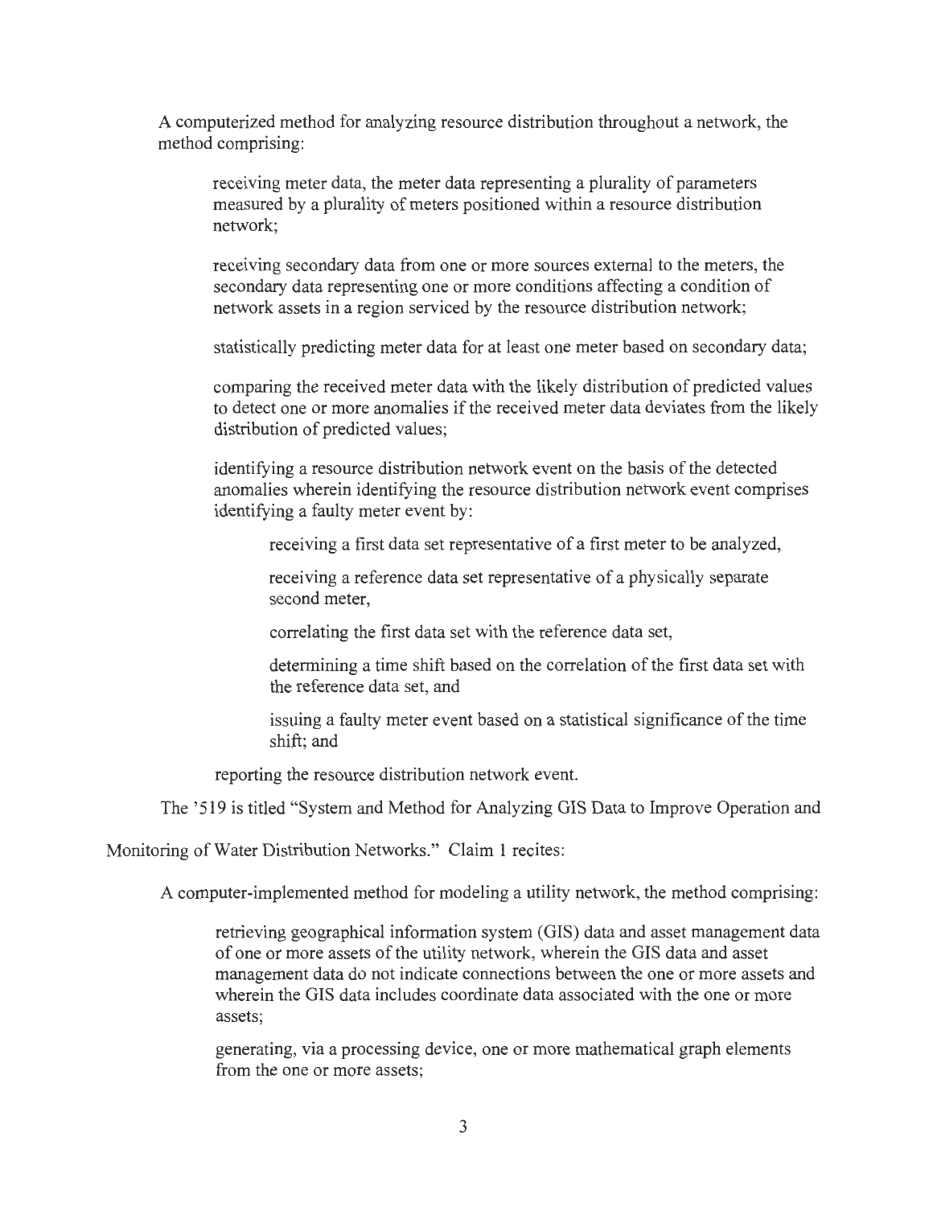A computerized method for analyzing resource distribution throughout a network, the method comprising:

> receiving meter data, the meter data representing a plurality of parameters measured by a plurality of meters positioned within a resource distribution network;
>
> receiving secondary data from one or more sources external to the meters, the secondary data representing one or more conditions affecting a condition of network assets in a region serviced by the resource distribution network;
>
> statistically predicting meter data for at least one meter based on secondary data;
>
> comparing the received meter data with the likely distribution of predicted values to detect one or more anomalies if the received meter data deviates from the likely distribution of predicted values;
>
> identifying a resource distribution network event on the basis of the detected anomalies wherein identifying the resource distribution network event comprises identifying a faulty meter event by:
>
> > receiving a first data set representative of a first meter to be analyzed,
> >
> > receiving a reference data set representative of a physically separate second meter,
> >
> > correlating the first data set with the reference data set,
> >
> > determining a time shift based on the correlation of the first data set with the reference data set, and
> >
> > issuing a faulty meter event based on a statistical significance of the time shift; and
>
> reporting the resource distribution network event.

The '519 is titled "System and Method for Analyzing GIS Data to Improve Operation and Monitoring of Water Distribution Networks." Claim 1 recites:

A computer-implemented method for modeling a utility network, the method comprising:

> retrieving geographical information system (GIS) data and asset management data of one or more assets of the utility network, wherein the GIS data and asset management data do not indicate connections between the one or more assets and wherein the GIS data includes coordinate data associated with the one or more assets;
>
> generating, via a processing device, one or more mathematical graph elements from the one or more assets;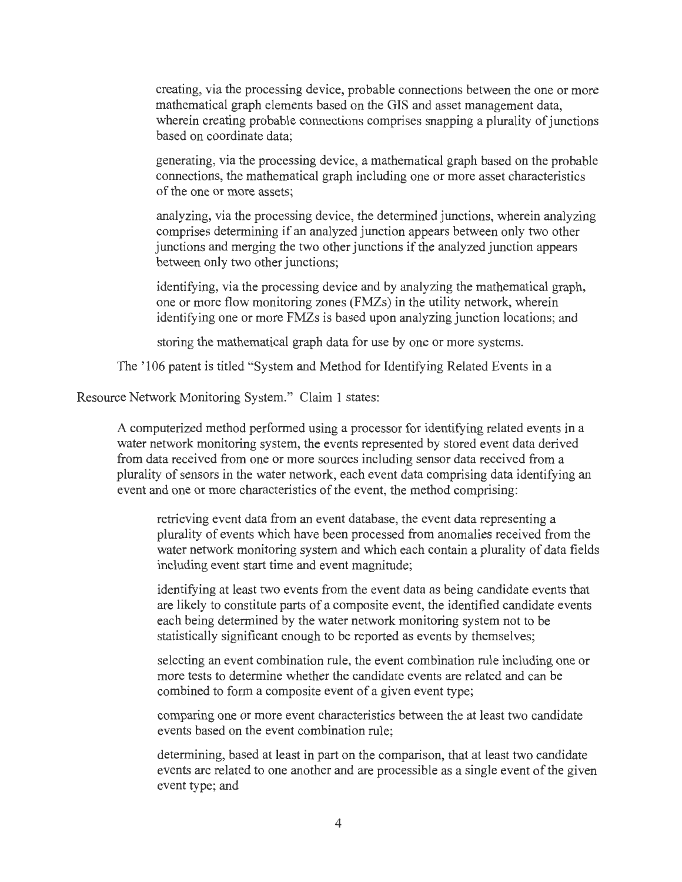> creating, via the processing device, probable connections between the one or more mathematical graph elements based on the GIS and asset management data, wherein creating probable connections comprises snapping a plurality of junctions based on coordinate data;
>
> generating, via the processing device, a mathematical graph based on the probable connections, the mathematical graph including one or more asset characteristics of the one or more assets;
>
> analyzing, via the processing device, the determined junctions, wherein analyzing comprises determining if an analyzed junction appears between only two other junctions and merging the two other junctions if the analyzed junction appears between only two other junctions;
>
> identifying, via the processing device and by analyzing the mathematical graph, one or more flow monitoring zones (FMZs) in the utility network, wherein identifying one or more FMZs is based upon analyzing junction locations; and
>
> storing the mathematical graph data for use by one or more systems.

The '106 patent is titled "System and Method for Identifying Related Events in a Resource Network Monitoring System." Claim 1 states:

> A computerized method performed using a processor for identifying related events in a water network monitoring system, the events represented by stored event data derived from data received from one or more sources including sensor data received from a plurality of sensors in the water network, each event data comprising data identifying an event and one or more characteristics of the event, the method comprising:
>
> > retrieving event data from an event database, the event data representing a plurality of events which have been processed from anomalies received from the water network monitoring system and which each contain a plurality of data fields including event start time and event magnitude;
> >
> > identifying at least two events from the event data as being candidate events that are likely to constitute parts of a composite event, the identified candidate events each being determined by the water network monitoring system not to be statistically significant enough to be reported as events by themselves;
> >
> > selecting an event combination rule, the event combination rule including one or more tests to determine whether the candidate events are related and can be combined to form a composite event of a given event type;
> >
> > comparing one or more event characteristics between the at least two candidate events based on the event combination rule;
> >
> > determining, based at least in part on the comparison, that at least two candidate events are related to one another and are processible as a single event of the given event type; and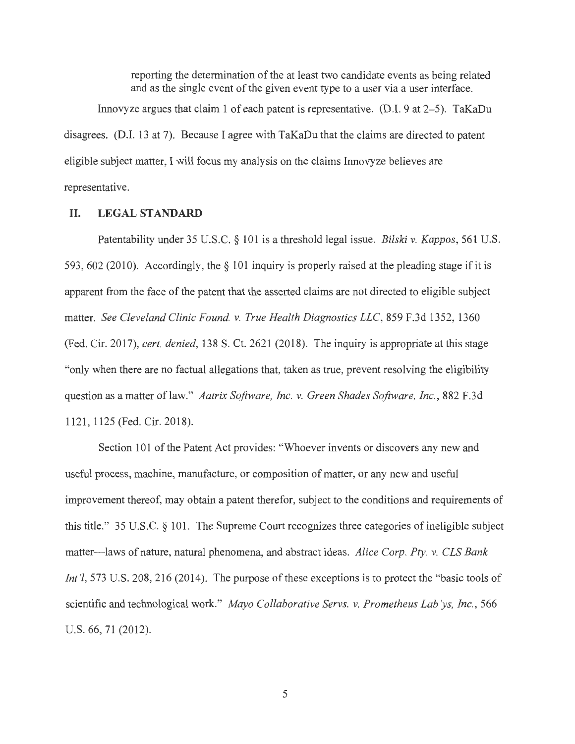> reporting the determination of the at least two candidate events as being related and as the single event of the given event type to a user via a user interface.

Innovyze argues that claim 1 of each patent is representative. (D.I. 9 at 2–5). TaKaDu disagrees. (D.I. 13 at 7). Because I agree with TaKaDu that the claims are directed to patent eligible subject matter, I will focus my analysis on the claims Innovyze believes are representative.

## II. LEGAL STANDARD

Patentability under 35 U.S.C. § 101 is a threshold legal issue. *Bilski v. Kappos*, 561 U.S. 593, 602 (2010). Accordingly, the § 101 inquiry is properly raised at the pleading stage if it is apparent from the face of the patent that the asserted claims are not directed to eligible subject matter. *See Cleveland Clinic Found. v. True Health Diagnostics LLC*, 859 F.3d 1352, 1360 (Fed. Cir. 2017), *cert. denied*, 138 S. Ct. 2621 (2018). The inquiry is appropriate at this stage "only when there are no factual allegations that, taken as true, prevent resolving the eligibility question as a matter of law." *Aatrix Software, Inc. v. Green Shades Software, Inc.*, 882 F.3d 1121, 1125 (Fed. Cir. 2018).

Section 101 of the Patent Act provides: "Whoever invents or discovers any new and useful process, machine, manufacture, or composition of matter, or any new and useful improvement thereof, may obtain a patent therefor, subject to the conditions and requirements of this title." 35 U.S.C. § 101. The Supreme Court recognizes three categories of ineligible subject matter—laws of nature, natural phenomena, and abstract ideas. *Alice Corp. Pty. v. CLS Bank Int'l*, 573 U.S. 208, 216 (2014). The purpose of these exceptions is to protect the "basic tools of scientific and technological work." *Mayo Collaborative Servs. v. Prometheus Lab'ys, Inc.*, 566 U.S. 66, 71 (2012).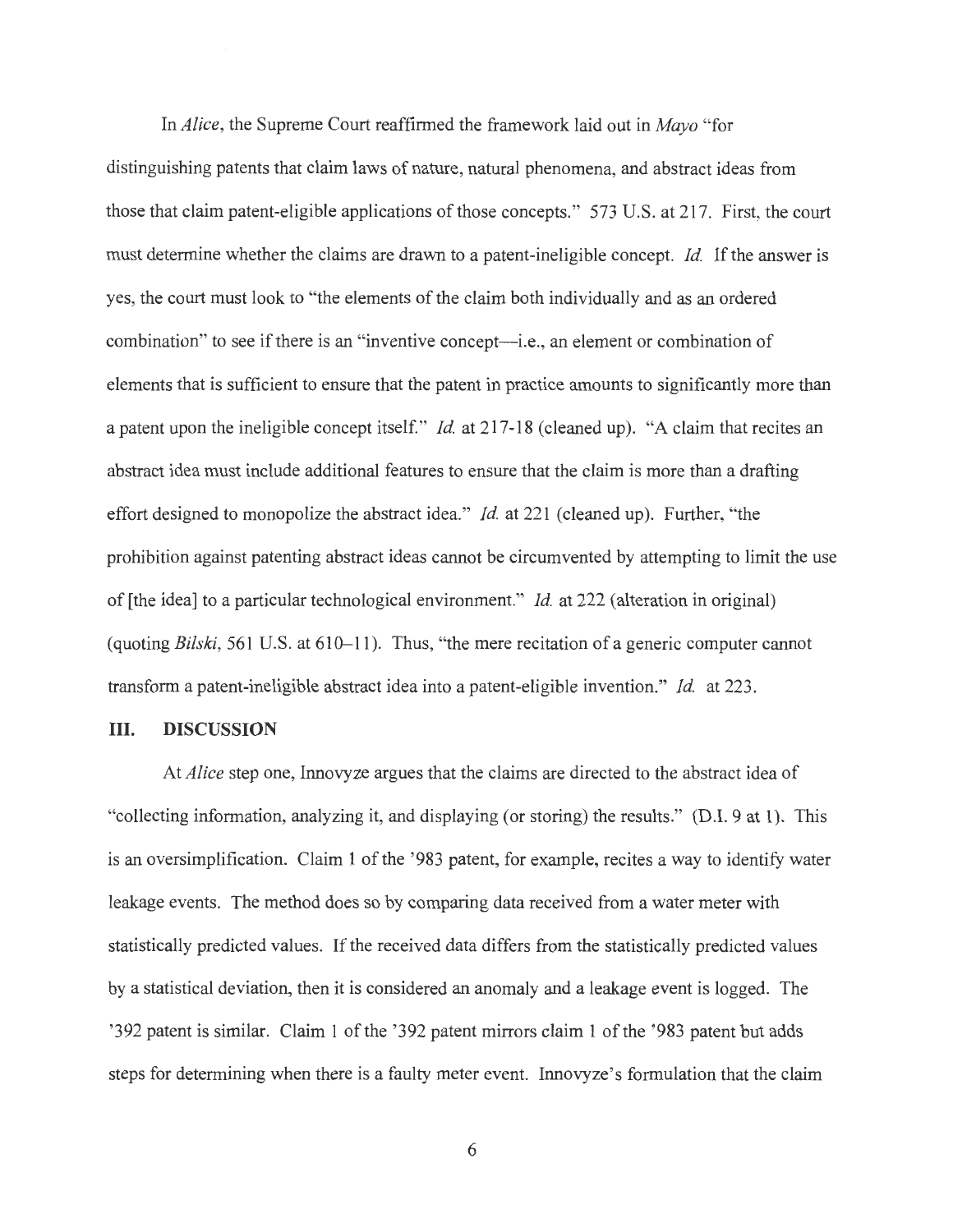In *Alice*, the Supreme Court reaffirmed the framework laid out in *Mayo* "for distinguishing patents that claim laws of nature, natural phenomena, and abstract ideas from those that claim patent-eligible applications of those concepts." 573 U.S. at 217. First, the court must determine whether the claims are drawn to a patent-ineligible concept. *Id.* If the answer is yes, the court must look to "the elements of the claim both individually and as an ordered combination" to see if there is an "inventive concept—i.e., an element or combination of elements that is sufficient to ensure that the patent in practice amounts to significantly more than a patent upon the ineligible concept itself." *Id.* at 217-18 (cleaned up). "A claim that recites an abstract idea must include additional features to ensure that the claim is more than a drafting effort designed to monopolize the abstract idea." *Id.* at 221 (cleaned up). Further, "the prohibition against patenting abstract ideas cannot be circumvented by attempting to limit the use of [the idea] to a particular technological environment." *Id.* at 222 (alteration in original) (quoting *Bilski*, 561 U.S. at 610–11). Thus, "the mere recitation of a generic computer cannot transform a patent-ineligible abstract idea into a patent-eligible invention." *Id.* at 223.

## III. DISCUSSION

At *Alice* step one, Innovyze argues that the claims are directed to the abstract idea of "collecting information, analyzing it, and displaying (or storing) the results." (D.I. 9 at 1). This is an oversimplification. Claim 1 of the '983 patent, for example, recites a way to identify water leakage events. The method does so by comparing data received from a water meter with statistically predicted values. If the received data differs from the statistically predicted values by a statistical deviation, then it is considered an anomaly and a leakage event is logged. The '392 patent is similar. Claim 1 of the '392 patent mirrors claim 1 of the '983 patent but adds steps for determining when there is a faulty meter event. Innovyze's formulation that the claim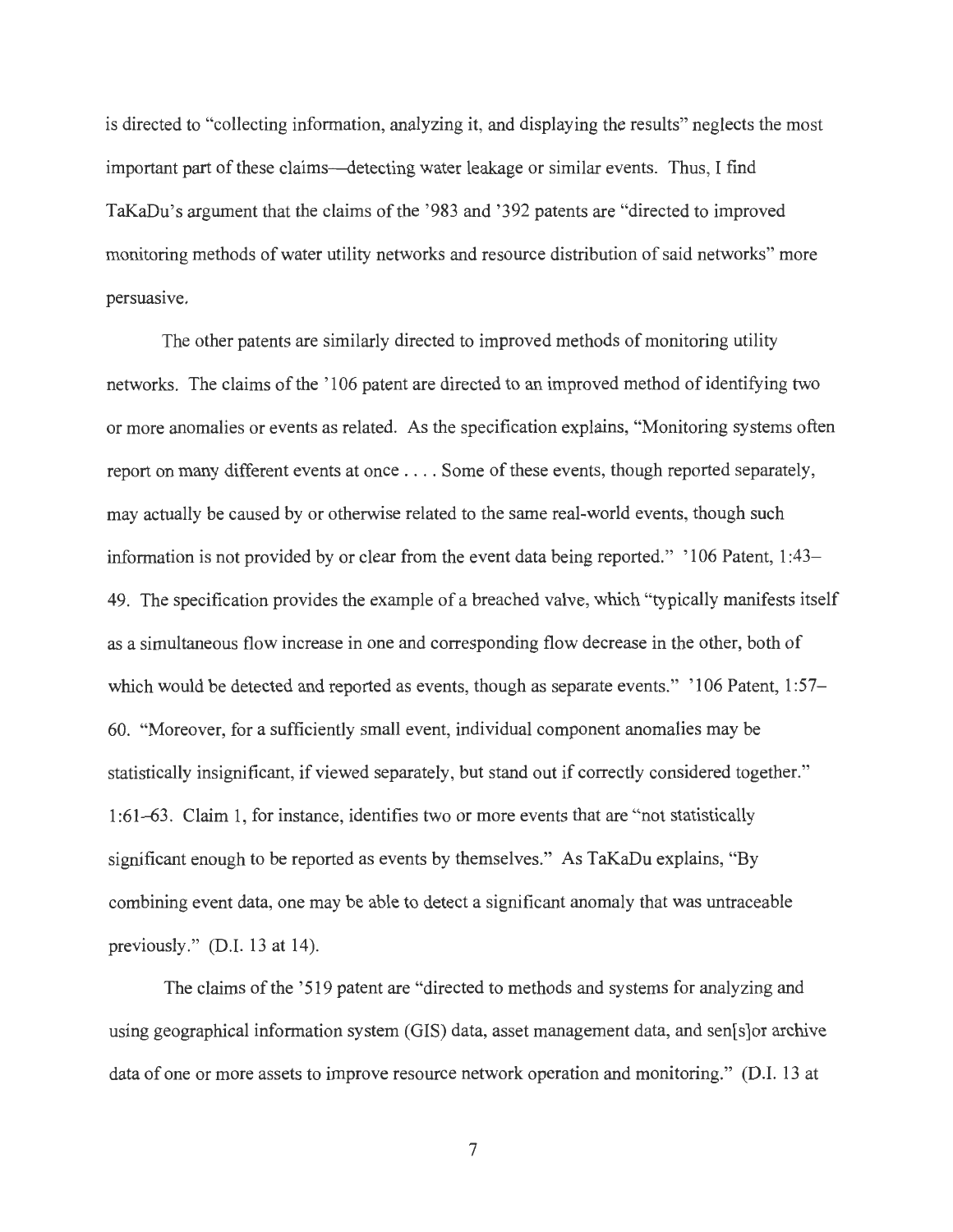is directed to "collecting information, analyzing it, and displaying the results" neglects the most important part of these claims—detecting water leakage or similar events. Thus, I find TaKaDu's argument that the claims of the '983 and '392 patents are "directed to improved monitoring methods of water utility networks and resource distribution of said networks" more persuasive.

The other patents are similarly directed to improved methods of monitoring utility networks. The claims of the '106 patent are directed to an improved method of identifying two or more anomalies or events as related. As the specification explains, "Monitoring systems often report on many different events at once . . . . Some of these events, though reported separately, may actually be caused by or otherwise related to the same real-world events, though such information is not provided by or clear from the event data being reported." '106 Patent, 1:43–49. The specification provides the example of a breached valve, which "typically manifests itself as a simultaneous flow increase in one and corresponding flow decrease in the other, both of which would be detected and reported as events, though as separate events." '106 Patent, 1:57–60. "Moreover, for a sufficiently small event, individual component anomalies may be statistically insignificant, if viewed separately, but stand out if correctly considered together." 1:61–63. Claim 1, for instance, identifies two or more events that are "not statistically significant enough to be reported as events by themselves." As TaKaDu explains, "By combining event data, one may be able to detect a significant anomaly that was untraceable previously." (D.I. 13 at 14).

The claims of the '519 patent are "directed to methods and systems for analyzing and using geographical information system (GIS) data, asset management data, and sen[s]or archive data of one or more assets to improve resource network operation and monitoring." (D.I. 13 at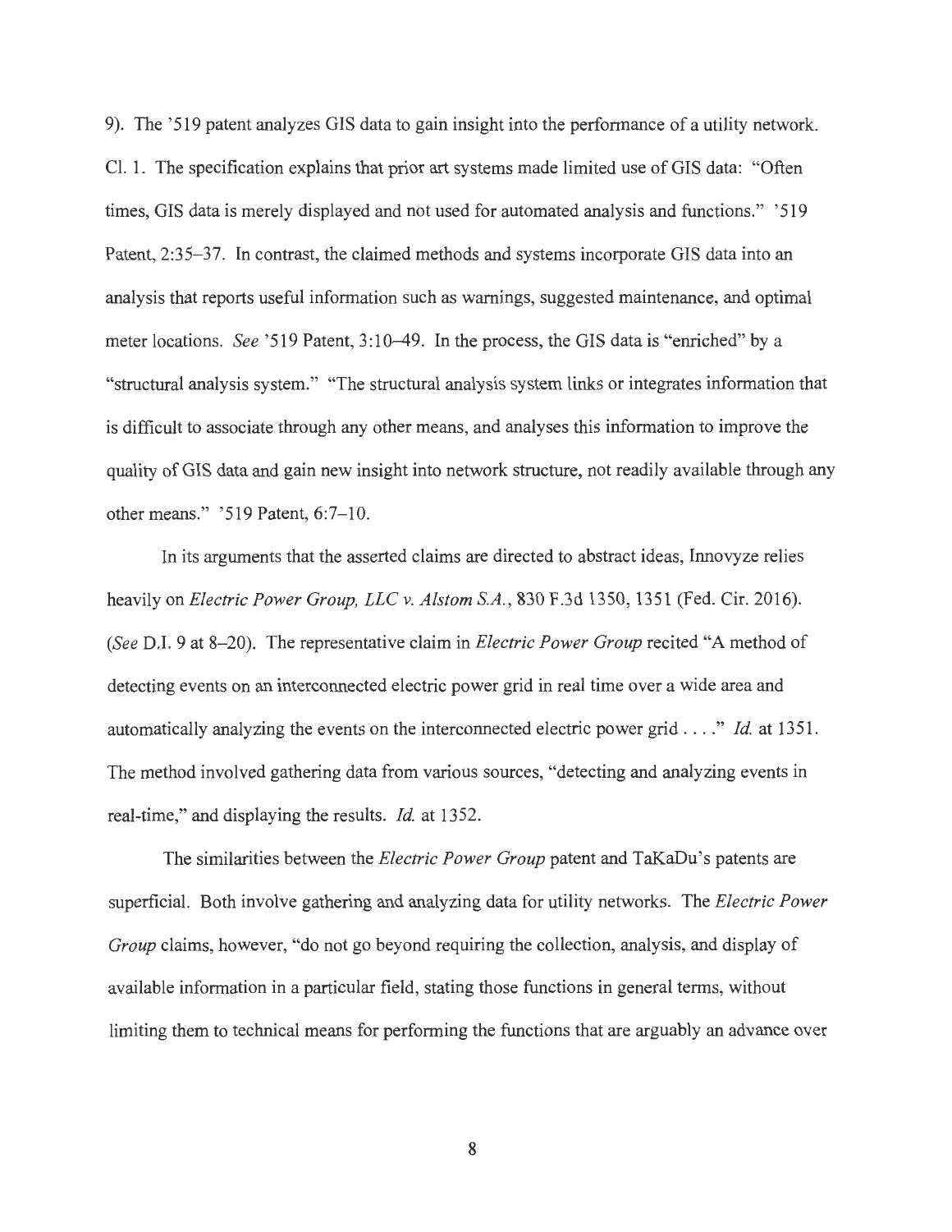9). The '519 patent analyzes GIS data to gain insight into the performance of a utility network. Cl. 1. The specification explains that prior art systems made limited use of GIS data: "Often times, GIS data is merely displayed and not used for automated analysis and functions." '519 Patent, 2:35–37. In contrast, the claimed methods and systems incorporate GIS data into an analysis that reports useful information such as warnings, suggested maintenance, and optimal meter locations. *See* '519 Patent, 3:10–49. In the process, the GIS data is "enriched" by a "structural analysis system." "The structural analysis system links or integrates information that is difficult to associate through any other means, and analyses this information to improve the quality of GIS data and gain new insight into network structure, not readily available through any other means." '519 Patent, 6:7–10.

In its arguments that the asserted claims are directed to abstract ideas, Innovyze relies heavily on *Electric Power Group, LLC v. Alstom S.A.*, 830 F.3d 1350, 1351 (Fed. Cir. 2016). (*See* D.I. 9 at 8–20). The representative claim in *Electric Power Group* recited "A method of detecting events on an interconnected electric power grid in real time over a wide area and automatically analyzing the events on the interconnected electric power grid . . . ." *Id.* at 1351. The method involved gathering data from various sources, "detecting and analyzing events in real-time," and displaying the results. *Id.* at 1352.

The similarities between the *Electric Power Group* patent and TaKaDu's patents are superficial. Both involve gathering and analyzing data for utility networks. The *Electric Power Group* claims, however, "do not go beyond requiring the collection, analysis, and display of available information in a particular field, stating those functions in general terms, without limiting them to technical means for performing the functions that are arguably an advance over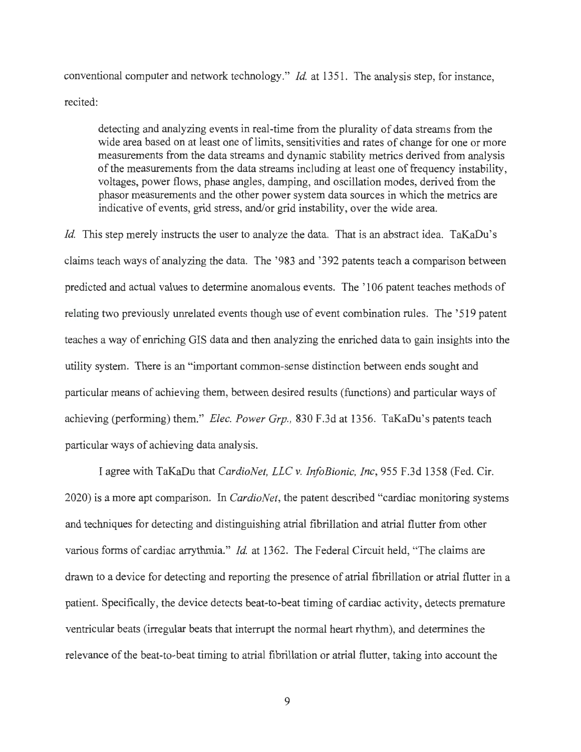conventional computer and network technology." *Id.* at 1351. The analysis step, for instance, recited:

> detecting and analyzing events in real-time from the plurality of data streams from the wide area based on at least one of limits, sensitivities and rates of change for one or more measurements from the data streams and dynamic stability metrics derived from analysis of the measurements from the data streams including at least one of frequency instability, voltages, power flows, phase angles, damping, and oscillation modes, derived from the phasor measurements and the other power system data sources in which the metrics are indicative of events, grid stress, and/or grid instability, over the wide area.

*Id.* This step merely instructs the user to analyze the data. That is an abstract idea. TaKaDu's claims teach ways of analyzing the data. The '983 and '392 patents teach a comparison between predicted and actual values to determine anomalous events. The '106 patent teaches methods of relating two previously unrelated events though use of event combination rules. The '519 patent teaches a way of enriching GIS data and then analyzing the enriched data to gain insights into the utility system. There is an "important common-sense distinction between ends sought and particular means of achieving them, between desired results (functions) and particular ways of achieving (performing) them." *Elec. Power Grp.*, 830 F.3d at 1356. TaKaDu's patents teach particular ways of achieving data analysis.

I agree with TaKaDu that *CardioNet, LLC v. InfoBionic, Inc*, 955 F.3d 1358 (Fed. Cir. 2020) is a more apt comparison. In *CardioNet*, the patent described "cardiac monitoring systems and techniques for detecting and distinguishing atrial fibrillation and atrial flutter from other various forms of cardiac arrythmia." *Id.* at 1362. The Federal Circuit held, "The claims are drawn to a device for detecting and reporting the presence of atrial fibrillation or atrial flutter in a patient. Specifically, the device detects beat-to-beat timing of cardiac activity, detects premature ventricular beats (irregular beats that interrupt the normal heart rhythm), and determines the relevance of the beat-to-beat timing to atrial fibrillation or atrial flutter, taking into account the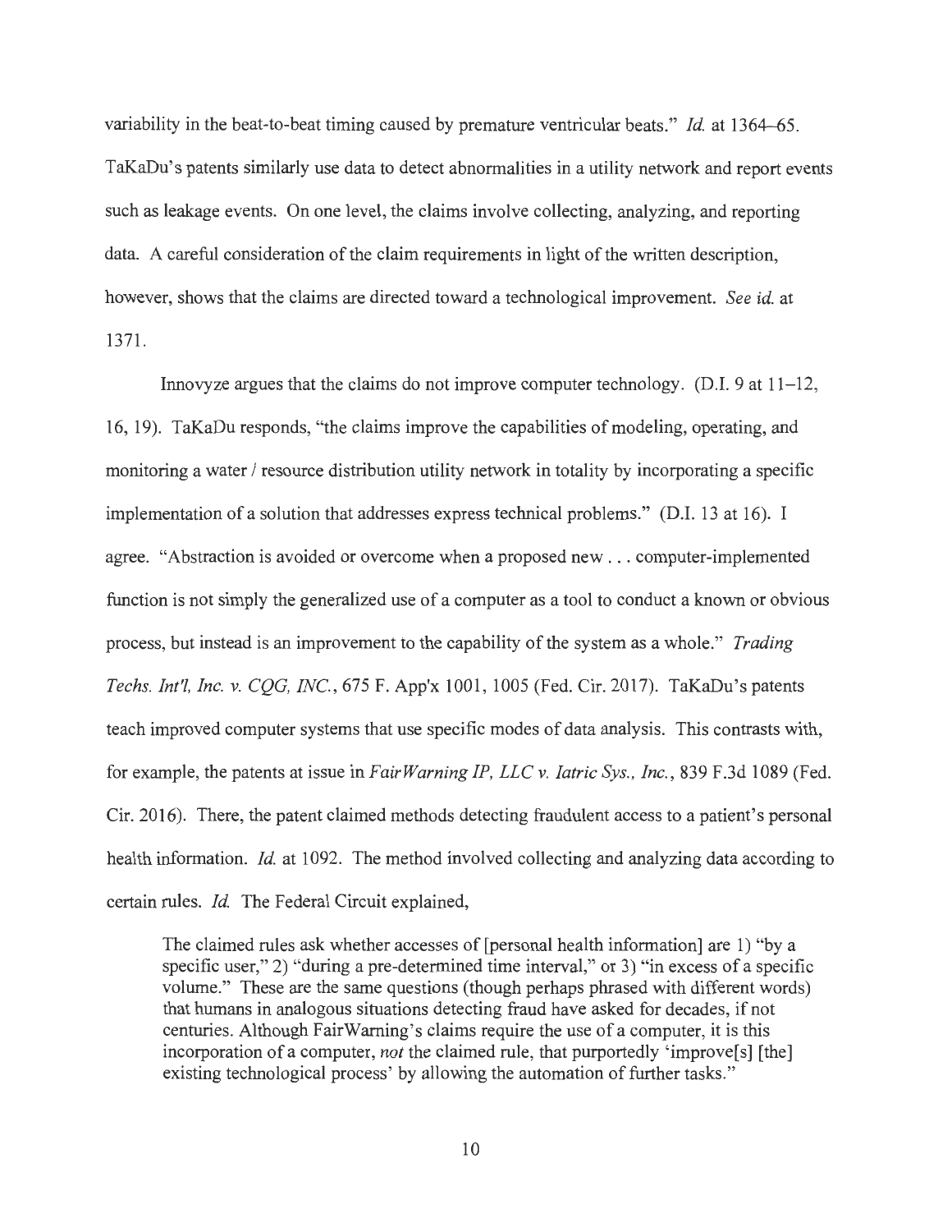variability in the beat-to-beat timing caused by premature ventricular beats." *Id.* at 1364–65. TaKaDu's patents similarly use data to detect abnormalities in a utility network and report events such as leakage events. On one level, the claims involve collecting, analyzing, and reporting data. A careful consideration of the claim requirements in light of the written description, however, shows that the claims are directed toward a technological improvement. *See id.* at 1371.

Innovyze argues that the claims do not improve computer technology. (D.I. 9 at 11–12, 16, 19). TaKaDu responds, "the claims improve the capabilities of modeling, operating, and monitoring a water / resource distribution utility network in totality by incorporating a specific implementation of a solution that addresses express technical problems." (D.I. 13 at 16). I agree. "Abstraction is avoided or overcome when a proposed new . . . computer-implemented function is not simply the generalized use of a computer as a tool to conduct a known or obvious process, but instead is an improvement to the capability of the system as a whole." *Trading Techs. Int'l, Inc. v. CQG, INC.*, 675 F. App'x 1001, 1005 (Fed. Cir. 2017). TaKaDu's patents teach improved computer systems that use specific modes of data analysis. This contrasts with, for example, the patents at issue in *FairWarning IP, LLC v. Iatric Sys., Inc.*, 839 F.3d 1089 (Fed. Cir. 2016). There, the patent claimed methods detecting fraudulent access to a patient's personal health information. *Id.* at 1092. The method involved collecting and analyzing data according to certain rules. *Id.* The Federal Circuit explained,

> The claimed rules ask whether accesses of [personal health information] are 1) "by a specific user," 2) "during a pre-determined time interval," or 3) "in excess of a specific volume." These are the same questions (though perhaps phrased with different words) that humans in analogous situations detecting fraud have asked for decades, if not centuries. Although FairWarning's claims require the use of a computer, it is this incorporation of a computer, *not* the claimed rule, that purportedly 'improve[s] [the] existing technological process' by allowing the automation of further tasks."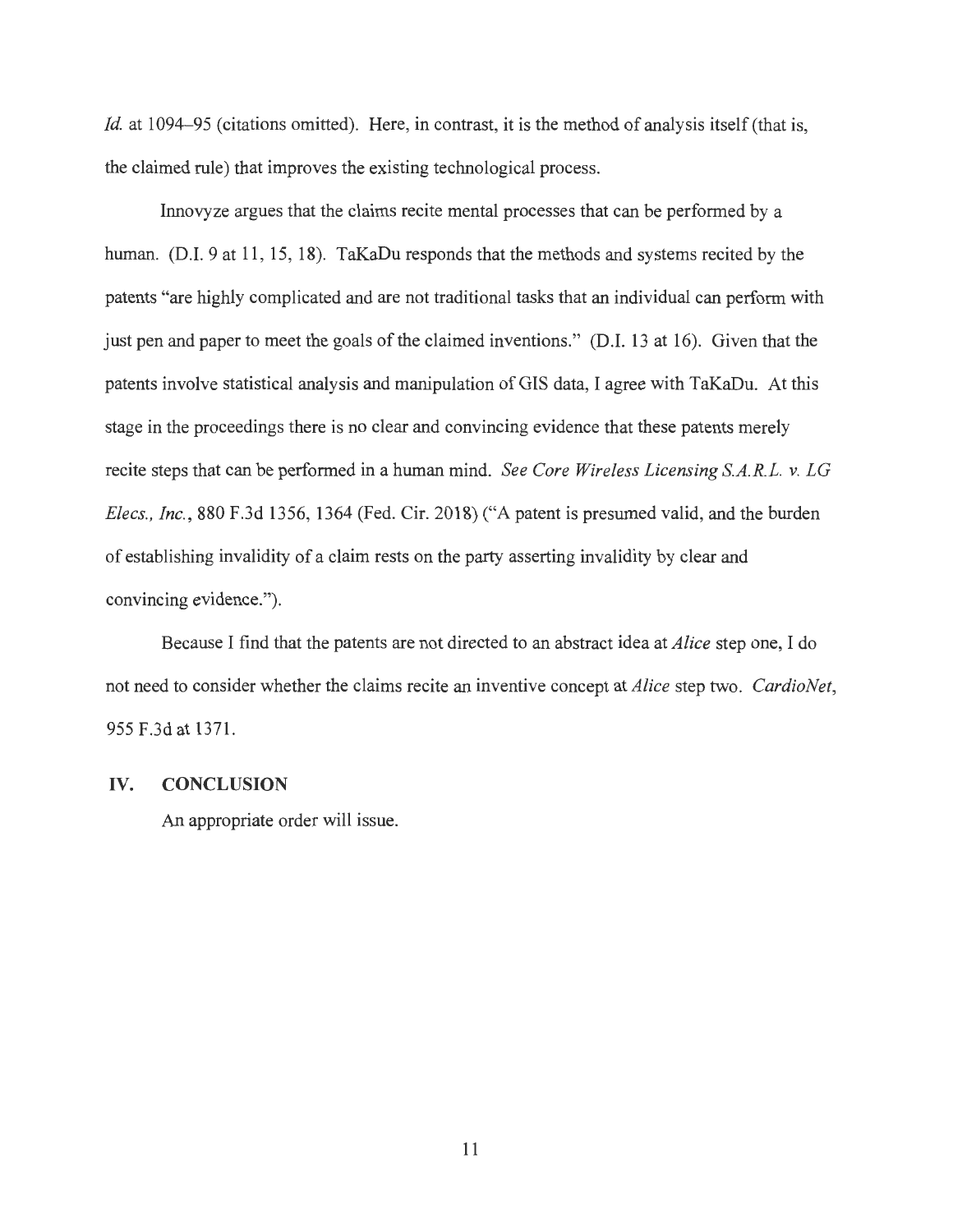*Id.* at 1094–95 (citations omitted). Here, in contrast, it is the method of analysis itself (that is, the claimed rule) that improves the existing technological process.

Innovyze argues that the claims recite mental processes that can be performed by a human. (D.I. 9 at 11, 15, 18). TaKaDu responds that the methods and systems recited by the patents "are highly complicated and are not traditional tasks that an individual can perform with just pen and paper to meet the goals of the claimed inventions." (D.I. 13 at 16). Given that the patents involve statistical analysis and manipulation of GIS data, I agree with TaKaDu. At this stage in the proceedings there is no clear and convincing evidence that these patents merely recite steps that can be performed in a human mind. *See Core Wireless Licensing S.A.R.L. v. LG Elecs., Inc.*, 880 F.3d 1356, 1364 (Fed. Cir. 2018) ("A patent is presumed valid, and the burden of establishing invalidity of a claim rests on the party asserting invalidity by clear and convincing evidence.").

Because I find that the patents are not directed to an abstract idea at *Alice* step one, I do not need to consider whether the claims recite an inventive concept at *Alice* step two. *CardioNet*, 955 F.3d at 1371.

## IV. CONCLUSION

An appropriate order will issue.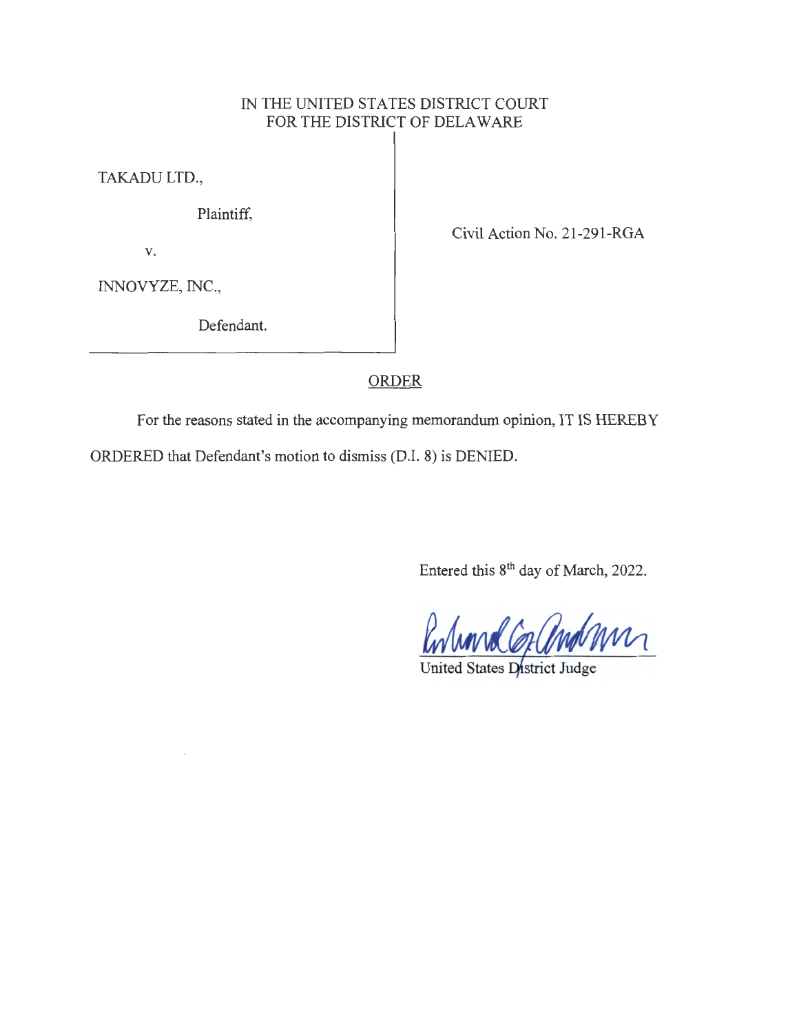IN THE UNITED STATES DISTRICT COURT
FOR THE DISTRICT OF DELAWARE

TAKADU LTD.,

Plaintiff,

v.

INNOVYZE, INC.,

Defendant.

Civil Action No. 21-291-RGA

ORDER

For the reasons stated in the accompanying memorandum opinion, IT IS HEREBY ORDERED that Defendant's motion to dismiss (D.I. 8) is DENIED.

Entered this 8th day of March, 2022.

United States District Judge